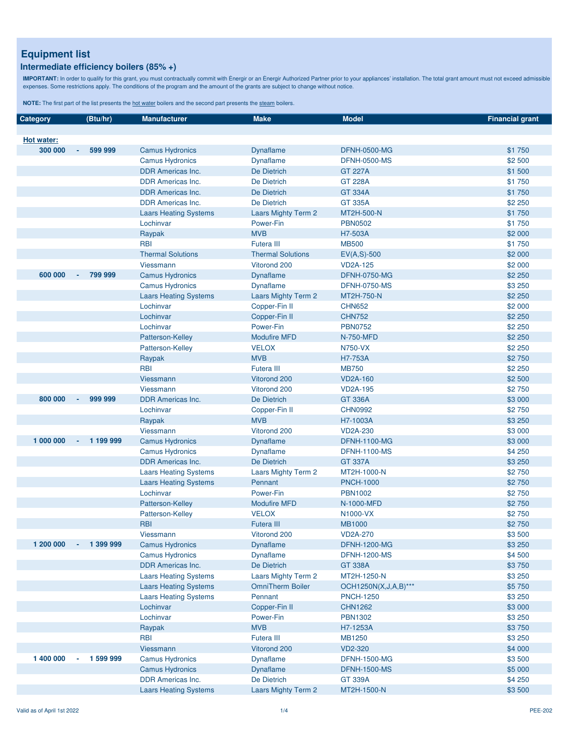# Equipment list

## Intermediate efficiency boilers (85% +)

**IMPORTANT:** In order to qualify for this grant, you must contractually commit with Énergir or an Énergir Authorized Partner prior to your appliances' installation. The total grant amount must not exceed admissible expenses. Some restrictions apply. The conditions of the program and the amount of the grants are subject to change without notice.

**NOTE:** The first part of the list presents the hot water boilers and the second part presents the steam boilers.

| Category | | (Btu/hr) | Manufacturer | Make | Model | Financial grant |
|---|---|---|---|---|---|---|
| **Hot water:** | | | | | | |
| **300 000** | **-** | **599 999** | Camus Hydronics | Dynaflame | DFNH-0500-MG | $1 750 |
| | | | Camus Hydronics | Dynaflame | DFNH-0500-MS | $2 500 |
| | | | DDR Americas Inc. | De Dietrich | GT 227A | $1 500 |
| | | | DDR Americas Inc. | De Dietrich | GT 228A | $1 750 |
| | | | DDR Americas Inc. | De Dietrich | GT 334A | $1 750 |
| | | | DDR Americas Inc. | De Dietrich | GT 335A | $2 250 |
| | | | Laars Heating Systems | Laars Mighty Term 2 | MT2H-500-N | $1 750 |
| | | | Lochinvar | Power-Fin | PBN0502 | $1 750 |
| | | | Raypak | MVB | H7-503A | $2 000 |
| | | | RBI | Futera III | MB500 | $1 750 |
| | | | Thermal Solutions | Thermal Solutions | EV(A,S)-500 | $2 000 |
| | | | Viessmann | Vitorond 200 | VD2A-125 | $2 000 |
| **600 000** | **-** | **799 999** | Camus Hydronics | Dynaflame | DFNH-0750-MG | $2 250 |
| | | | Camus Hydronics | Dynaflame | DFNH-0750-MS | $3 250 |
| | | | Laars Heating Systems | Laars Mighty Term 2 | MT2H-750-N | $2 250 |
| | | | Lochinvar | Copper-Fin II | CHN652 | $2 000 |
| | | | Lochinvar | Copper-Fin II | CHN752 | $2 250 |
| | | | Lochinvar | Power-Fin | PBN0752 | $2 250 |
| | | | Patterson-Kelley | Modufire MFD | N-750-MFD | $2 250 |
| | | | Patterson-Kelley | VELOX | N750-VX | $2 250 |
| | | | Raypak | MVB | H7-753A | $2 750 |
| | | | RBI | Futera III | MB750 | $2 250 |
| | | | Viessmann | Vitorond 200 | VD2A-160 | $2 500 |
| | | | Viessmann | Vitorond 200 | VD2A-195 | $2 750 |
| **800 000** | **-** | **999 999** | DDR Americas Inc. | De Dietrich | GT 336A | $3 000 |
| | | | Lochinvar | Copper-Fin II | CHN0992 | $2 750 |
| | | | Raypak | MVB | H7-1003A | $3 250 |
| | | | Viessmann | Vitorond 200 | VD2A-230 | $3 000 |
| **1 000 000** | **-** | **1 199 999** | Camus Hydronics | Dynaflame | DFNH-1100-MG | $3 000 |
| | | | Camus Hydronics | Dynaflame | DFNH-1100-MS | $4 250 |
| | | | DDR Americas Inc. | De Dietrich | GT 337A | $3 250 |
| | | | Laars Heating Systems | Laars Mighty Term 2 | MT2H-1000-N | $2 750 |
| | | | Laars Heating Systems | Pennant | PNCH-1000 | $2 750 |
| | | | Lochinvar | Power-Fin | PBN1002 | $2 750 |
| | | | Patterson-Kelley | Modufire MFD | N-1000-MFD | $2 750 |
| | | | Patterson-Kelley | VELOX | N1000-VX | $2 750 |
| | | | RBI | Futera III | MB1000 | $2 750 |
| | | | Viessmann | Vitorond 200 | VD2A-270 | $3 500 |
| **1 200 000** | **-** | **1 399 999** | Camus Hydronics | Dynaflame | DFNH-1200-MG | $3 250 |
| | | | Camus Hydronics | Dynaflame | DFNH-1200-MS | $4 500 |
| | | | DDR Americas Inc. | De Dietrich | GT 338A | $3 750 |
| | | | Laars Heating Systems | Laars Mighty Term 2 | MT2H-1250-N | $3 250 |
| | | | Laars Heating Systems | OmniTherm Boiler | OCH1250N(X,J,A,B)*** | $5 750 |
| | | | Laars Heating Systems | Pennant | PNCH-1250 | $3 250 |
| | | | Lochinvar | Copper-Fin II | CHN1262 | $3 000 |
| | | | Lochinvar | Power-Fin | PBN1302 | $3 250 |
| | | | Raypak | MVB | H7-1253A | $3 750 |
| | | | RBI | Futera III | MB1250 | $3 250 |
| | | | Viessmann | Vitorond 200 | VD2-320 | $4 000 |
| **1 400 000** | **-** | **1 599 999** | Camus Hydronics | Dynaflame | DFNH-1500-MG | $3 500 |
| | | | Camus Hydronics | Dynaflame | DFNH-1500-MS | $5 000 |
| | | | DDR Americas Inc. | De Dietrich | GT 339A | $4 250 |
| | | | Laars Heating Systems | Laars Mighty Term 2 | MT2H-1500-N | $3 500 |

Valid as of April 1st 2022

PEE-202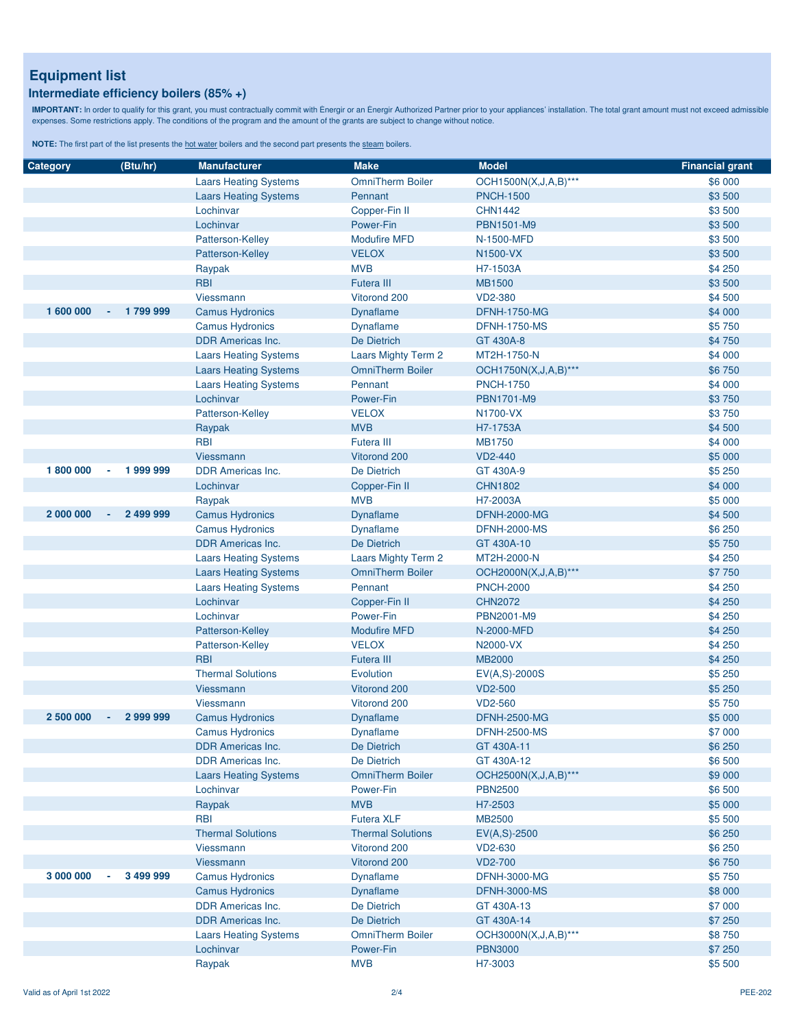# Equipment list

## Intermediate efficiency boilers (85% +)

**IMPORTANT:** In order to qualify for this grant, you must contractually commit with Énergir or an Énergir Authorized Partner prior to your appliances' installation. The total grant amount must not exceed admissible expenses. Some restrictions apply. The conditions of the program and the amount of the grants are subject to change without notice.

**NOTE:** The first part of the list presents the hot water boilers and the second part presents the steam boilers.

| Category | | (Btu/hr) | Manufacturer | Make | Model | Financial grant |
|---|---|---|---|---|---|---|
| | | | Laars Heating Systems | OmniTherm Boiler | OCH1500N(X,J,A,B)*** | $6 000 |
| | | | Laars Heating Systems | Pennant | PNCH-1500 | $3 500 |
| | | | Lochinvar | Copper-Fin II | CHN1442 | $3 500 |
| | | | Lochinvar | Power-Fin | PBN1501-M9 | $3 500 |
| | | | Patterson-Kelley | Modufire MFD | N-1500-MFD | $3 500 |
| | | | Patterson-Kelley | VELOX | N1500-VX | $3 500 |
| | | | Raypak | MVB | H7-1503A | $4 250 |
| | | | RBI | Futera III | MB1500 | $3 500 |
| | | | Viessmann | Vitorond 200 | VD2-380 | $4 500 |
| 1 600 000 | - | 1 799 999 | Camus Hydronics | Dynaflame | DFNH-1750-MG | $4 000 |
| | | | Camus Hydronics | Dynaflame | DFNH-1750-MS | $5 750 |
| | | | DDR Americas Inc. | De Dietrich | GT 430A-8 | $4 750 |
| | | | Laars Heating Systems | Laars Mighty Term 2 | MT2H-1750-N | $4 000 |
| | | | Laars Heating Systems | OmniTherm Boiler | OCH1750N(X,J,A,B)*** | $6 750 |
| | | | Laars Heating Systems | Pennant | PNCH-1750 | $4 000 |
| | | | Lochinvar | Power-Fin | PBN1701-M9 | $3 750 |
| | | | Patterson-Kelley | VELOX | N1700-VX | $3 750 |
| | | | Raypak | MVB | H7-1753A | $4 500 |
| | | | RBI | Futera III | MB1750 | $4 000 |
| | | | Viessmann | Vitorond 200 | VD2-440 | $5 000 |
| 1 800 000 | - | 1 999 999 | DDR Americas Inc. | De Dietrich | GT 430A-9 | $5 250 |
| | | | Lochinvar | Copper-Fin II | CHN1802 | $4 000 |
| | | | Raypak | MVB | H7-2003A | $5 000 |
| 2 000 000 | - | 2 499 999 | Camus Hydronics | Dynaflame | DFNH-2000-MG | $4 500 |
| | | | Camus Hydronics | Dynaflame | DFNH-2000-MS | $6 250 |
| | | | DDR Americas Inc. | De Dietrich | GT 430A-10 | $5 750 |
| | | | Laars Heating Systems | Laars Mighty Term 2 | MT2H-2000-N | $4 250 |
| | | | Laars Heating Systems | OmniTherm Boiler | OCH2000N(X,J,A,B)*** | $7 750 |
| | | | Laars Heating Systems | Pennant | PNCH-2000 | $4 250 |
| | | | Lochinvar | Copper-Fin II | CHN2072 | $4 250 |
| | | | Lochinvar | Power-Fin | PBN2001-M9 | $4 250 |
| | | | Patterson-Kelley | Modufire MFD | N-2000-MFD | $4 250 |
| | | | Patterson-Kelley | VELOX | N2000-VX | $4 250 |
| | | | RBI | Futera III | MB2000 | $4 250 |
| | | | Thermal Solutions | Evolution | EV(A,S)-2000S | $5 250 |
| | | | Viessmann | Vitorond 200 | VD2-500 | $5 250 |
| | | | Viessmann | Vitorond 200 | VD2-560 | $5 750 |
| 2 500 000 | - | 2 999 999 | Camus Hydronics | Dynaflame | DFNH-2500-MG | $5 000 |
| | | | Camus Hydronics | Dynaflame | DFNH-2500-MS | $7 000 |
| | | | DDR Americas Inc. | De Dietrich | GT 430A-11 | $6 250 |
| | | | DDR Americas Inc. | De Dietrich | GT 430A-12 | $6 500 |
| | | | Laars Heating Systems | OmniTherm Boiler | OCH2500N(X,J,A,B)*** | $9 000 |
| | | | Lochinvar | Power-Fin | PBN2500 | $6 500 |
| | | | Raypak | MVB | H7-2503 | $5 000 |
| | | | RBI | Futera XLF | MB2500 | $5 500 |
| | | | Thermal Solutions | Thermal Solutions | EV(A,S)-2500 | $6 250 |
| | | | Viessmann | Vitorond 200 | VD2-630 | $6 250 |
| | | | Viessmann | Vitorond 200 | VD2-700 | $6 750 |
| 3 000 000 | - | 3 499 999 | Camus Hydronics | Dynaflame | DFNH-3000-MG | $5 750 |
| | | | Camus Hydronics | Dynaflame | DFNH-3000-MS | $8 000 |
| | | | DDR Americas Inc. | De Dietrich | GT 430A-13 | $7 000 |
| | | | DDR Americas Inc. | De Dietrich | GT 430A-14 | $7 250 |
| | | | Laars Heating Systems | OmniTherm Boiler | OCH3000N(X,J,A,B)*** | $8 750 |
| | | | Lochinvar | Power-Fin | PBN3000 | $7 250 |
| | | | Raypak | MVB | H7-3003 | $5 500 |

Valid as of April 1st 2022 — PEE-202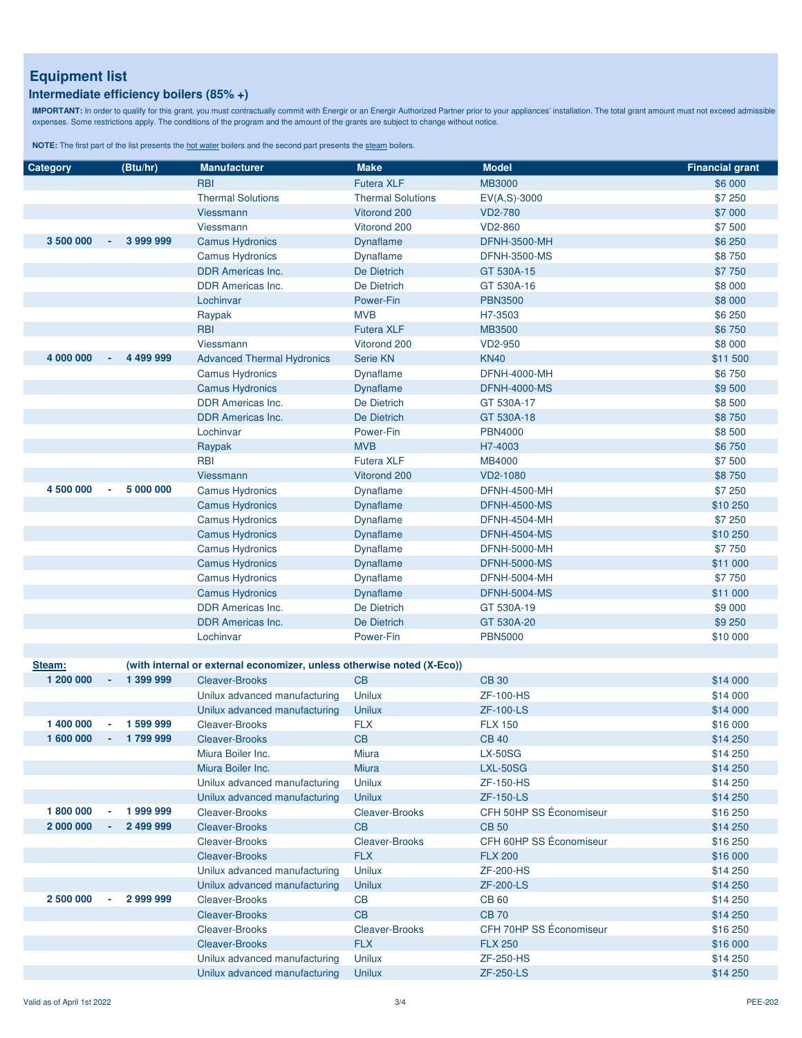## Equipment list

### Intermediate efficiency boilers (85% +)

**IMPORTANT:** In order to qualify for this grant, you must contractually commit with Énergir or an Énergir Authorized Partner prior to your appliances' installation. The total grant amount must not exceed admissible expenses. Some restrictions apply. The conditions of the program and the amount of the grants are subject to change without notice.

**NOTE:** The first part of the list presents the hot water boilers and the second part presents the steam boilers.

| Category | | (Btu/hr) | Manufacturer | Make | Model | Financial grant |
|---|---|---|---|---|---|---|
| | | | RBI | Futera XLF | MB3000 | $6 000 |
| | | | Thermal Solutions | Thermal Solutions | EV(A,S)-3000 | $7 250 |
| | | | Viessmann | Vitorond 200 | VD2-780 | $7 000 |
| | | | Viessmann | Vitorond 200 | VD2-860 | $7 500 |
| 3 500 000 | - | 3 999 999 | Camus Hydronics | Dynaflame | DFNH-3500-MH | $6 250 |
| | | | Camus Hydronics | Dynaflame | DFNH-3500-MS | $8 750 |
| | | | DDR Americas Inc. | De Dietrich | GT 530A-15 | $7 750 |
| | | | DDR Americas Inc. | De Dietrich | GT 530A-16 | $8 000 |
| | | | Lochinvar | Power-Fin | PBN3500 | $8 000 |
| | | | Raypak | MVB | H7-3503 | $6 250 |
| | | | RBI | Futera XLF | MB3500 | $6 750 |
| | | | Viessmann | Vitorond 200 | VD2-950 | $8 000 |
| 4 000 000 | - | 4 499 999 | Advanced Thermal Hydronics | Serie KN | KN40 | $11 500 |
| | | | Camus Hydronics | Dynaflame | DFNH-4000-MH | $6 750 |
| | | | Camus Hydronics | Dynaflame | DFNH-4000-MS | $9 500 |
| | | | DDR Americas Inc. | De Dietrich | GT 530A-17 | $8 500 |
| | | | DDR Americas Inc. | De Dietrich | GT 530A-18 | $8 750 |
| | | | Lochinvar | Power-Fin | PBN4000 | $8 500 |
| | | | Raypak | MVB | H7-4003 | $6 750 |
| | | | RBI | Futera XLF | MB4000 | $7 500 |
| | | | Viessmann | Vitorond 200 | VD2-1080 | $8 750 |
| 4 500 000 | - | 5 000 000 | Camus Hydronics | Dynaflame | DFNH-4500-MH | $7 250 |
| | | | Camus Hydronics | Dynaflame | DFNH-4500-MS | $10 250 |
| | | | Camus Hydronics | Dynaflame | DFNH-4504-MH | $7 250 |
| | | | Camus Hydronics | Dynaflame | DFNH-4504-MS | $10 250 |
| | | | Camus Hydronics | Dynaflame | DFNH-5000-MH | $7 750 |
| | | | Camus Hydronics | Dynaflame | DFNH-5000-MS | $11 000 |
| | | | Camus Hydronics | Dynaflame | DFNH-5004-MH | $7 750 |
| | | | Camus Hydronics | Dynaflame | DFNH-5004-MS | $11 000 |
| | | | DDR Americas Inc. | De Dietrich | GT 530A-19 | $9 000 |
| | | | DDR Americas Inc. | De Dietrich | GT 530A-20 | $9 250 |
| | | | Lochinvar | Power-Fin | PBN5000 | $10 000 |
| **Steam:** | | **(with internal or external economizer, unless otherwise noted (X-Eco))** | | | | |
| 1 200 000 | - | 1 399 999 | Cleaver-Brooks | CB | CB 30 | $14 000 |
| | | | Unilux advanced manufacturing | Unilux | ZF-100-HS | $14 000 |
| | | | Unilux advanced manufacturing | Unilux | ZF-100-LS | $14 000 |
| 1 400 000 | - | 1 599 999 | Cleaver-Brooks | FLX | FLX 150 | $16 000 |
| 1 600 000 | - | 1 799 999 | Cleaver-Brooks | CB | CB 40 | $14 250 |
| | | | Miura Boiler Inc. | Miura | LX-50SG | $14 250 |
| | | | Miura Boiler Inc. | Miura | LXL-50SG | $14 250 |
| | | | Unilux advanced manufacturing | Unilux | ZF-150-HS | $14 250 |
| | | | Unilux advanced manufacturing | Unilux | ZF-150-LS | $14 250 |
| 1 800 000 | - | 1 999 999 | Cleaver-Brooks | Cleaver-Brooks | CFH 50HP SS Économiseur | $16 250 |
| 2 000 000 | - | 2 499 999 | Cleaver-Brooks | CB | CB 50 | $14 250 |
| | | | Cleaver-Brooks | Cleaver-Brooks | CFH 60HP SS Économiseur | $16 250 |
| | | | Cleaver-Brooks | FLX | FLX 200 | $16 000 |
| | | | Unilux advanced manufacturing | Unilux | ZF-200-HS | $14 250 |
| | | | Unilux advanced manufacturing | Unilux | ZF-200-LS | $14 250 |
| 2 500 000 | - | 2 999 999 | Cleaver-Brooks | CB | CB 60 | $14 250 |
| | | | Cleaver-Brooks | CB | CB 70 | $14 250 |
| | | | Cleaver-Brooks | Cleaver-Brooks | CFH 70HP SS Économiseur | $16 250 |
| | | | Cleaver-Brooks | FLX | FLX 250 | $16 000 |
| | | | Unilux advanced manufacturing | Unilux | ZF-250-HS | $14 250 |
| | | | Unilux advanced manufacturing | Unilux | ZF-250-LS | $14 250 |

Valid as of April 1st 2022

PEE-202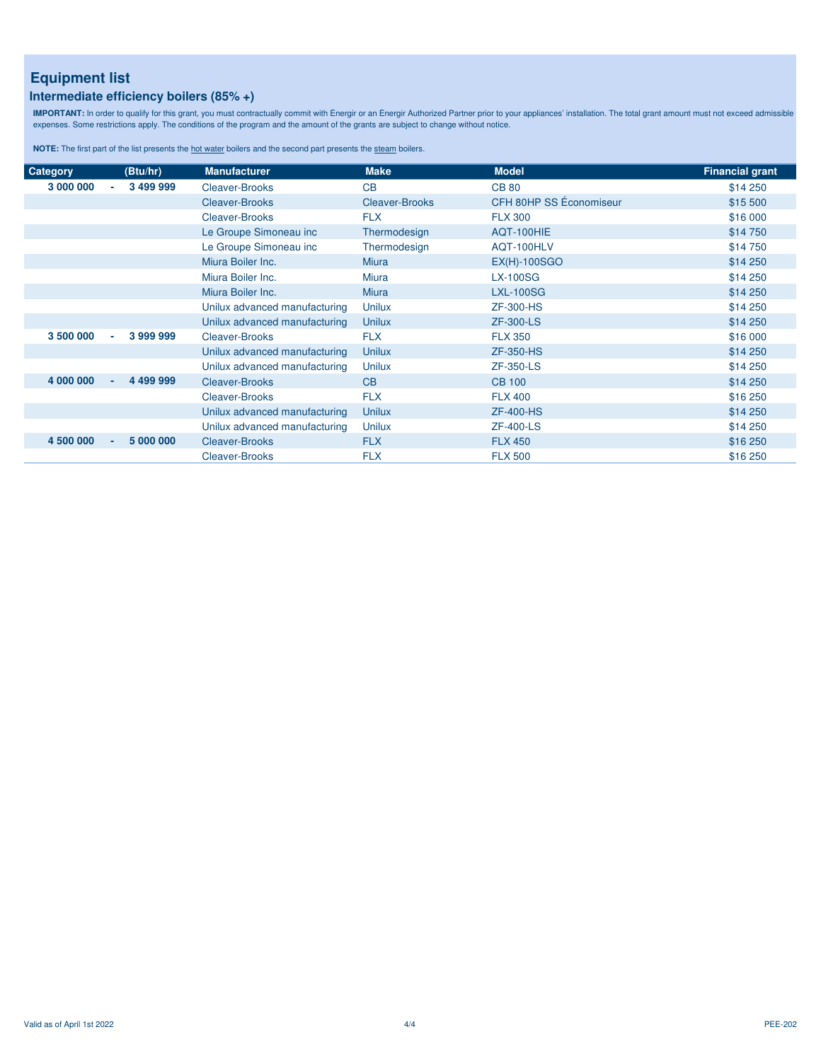# Equipment list

## Intermediate efficiency boilers (85% +)

**IMPORTANT:** In order to qualify for this grant, you must contractually commit with Énergir or an Énergir Authorized Partner prior to your appliances' installation. The total grant amount must not exceed admissible expenses. Some restrictions apply. The conditions of the program and the amount of the grants are subject to change without notice.

**NOTE:** The first part of the list presents the hot water boilers and the second part presents the steam boilers.

| Category | | (Btu/hr) | Manufacturer | Make | Model | Financial grant |
|---|---|---|---|---|---|---|
| **3 000 000** | **-** | **3 499 999** | Cleaver-Brooks | CB | CB 80 | $14 250 |
| | | | Cleaver-Brooks | Cleaver-Brooks | CFH 80HP SS Économiseur | $15 500 |
| | | | Cleaver-Brooks | FLX | FLX 300 | $16 000 |
| | | | Le Groupe Simoneau inc | Thermodesign | AQT-100HIE | $14 750 |
| | | | Le Groupe Simoneau inc | Thermodesign | AQT-100HLV | $14 750 |
| | | | Miura Boiler Inc. | Miura | EX(H)-100SGO | $14 250 |
| | | | Miura Boiler Inc. | Miura | LX-100SG | $14 250 |
| | | | Miura Boiler Inc. | Miura | LXL-100SG | $14 250 |
| | | | Unilux advanced manufacturing | Unilux | ZF-300-HS | $14 250 |
| | | | Unilux advanced manufacturing | Unilux | ZF-300-LS | $14 250 |
| **3 500 000** | **-** | **3 999 999** | Cleaver-Brooks | FLX | FLX 350 | $16 000 |
| | | | Unilux advanced manufacturing | Unilux | ZF-350-HS | $14 250 |
| | | | Unilux advanced manufacturing | Unilux | ZF-350-LS | $14 250 |
| **4 000 000** | **-** | **4 499 999** | Cleaver-Brooks | CB | CB 100 | $14 250 |
| | | | Cleaver-Brooks | FLX | FLX 400 | $16 250 |
| | | | Unilux advanced manufacturing | Unilux | ZF-400-HS | $14 250 |
| | | | Unilux advanced manufacturing | Unilux | ZF-400-LS | $14 250 |
| **4 500 000** | **-** | **5 000 000** | Cleaver-Brooks | FLX | FLX 450 | $16 250 |
| | | | Cleaver-Brooks | FLX | FLX 500 | $16 250 |

Valid as of April 1st 2022

PEE-202